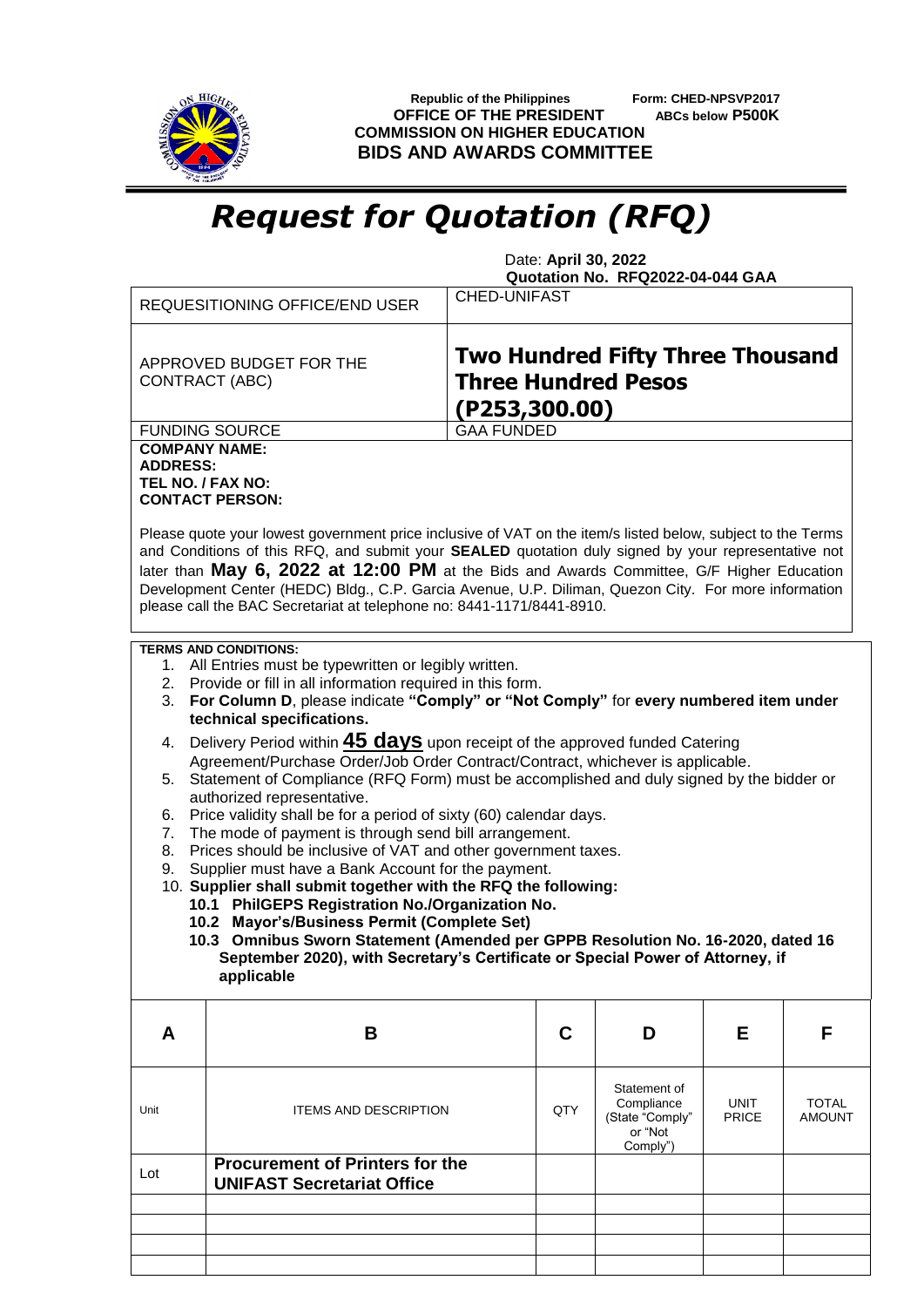Republic of the Philippines
OFFICE OF THE PRESIDENT
COMMISSION ON HIGHER EDUCATION
BIDS AND AWARDS COMMITTEE

Form: CHED-NPSVP2017
ABCs below **P500K**

# *Request for Quotation (RFQ)*

Date: **April 30, 2022**
**Quotation No. RFQ2022-04-044 GAA**

| | |
|---|---|
| REQUESITIONING OFFICE/END USER | CHED-UNIFAST |
| APPROVED BUDGET FOR THE CONTRACT (ABC) | **Two Hundred Fifty Three Thousand Three Hundred Pesos (P253,300.00)** |
| FUNDING SOURCE | GAA FUNDED |

**COMPANY NAME:**
**ADDRESS:**
**TEL NO. / FAX NO:**
**CONTACT PERSON:**

Please quote your lowest government price inclusive of VAT on the item/s listed below, subject to the Terms and Conditions of this RFQ, and submit your **SEALED** quotation duly signed by your representative not later than **May 6, 2022 at 12:00 PM** at the Bids and Awards Committee, G/F Higher Education Development Center (HEDC) Bldg., C.P. Garcia Avenue, U.P. Diliman, Quezon City. For more information please call the BAC Secretariat at telephone no: 8441-1171/8441-8910.

**TERMS AND CONDITIONS:**

1. All Entries must be typewritten or legibly written.
2. Provide or fill in all information required in this form.
3. **For Column D**, please indicate **"Comply" or "Not Comply"** for **every numbered item under technical specifications.**
4. Delivery Period within **45 days** upon receipt of the approved funded Catering Agreement/Purchase Order/Job Order Contract/Contract, whichever is applicable.
5. Statement of Compliance (RFQ Form) must be accomplished and duly signed by the bidder or authorized representative.
6. Price validity shall be for a period of sixty (60) calendar days.
7. The mode of payment is through send bill arrangement.
8. Prices should be inclusive of VAT and other government taxes.
9. Supplier must have a Bank Account for the payment.
10. **Supplier shall submit together with the RFQ the following:**
    **10.1 PhilGEPS Registration No./Organization No.**
    **10.2 Mayor's/Business Permit (Complete Set)**
    **10.3 Omnibus Sworn Statement (Amended per GPPB Resolution No. 16-2020, dated 16 September 2020), with Secretary's Certificate or Special Power of Attorney, if applicable**

| A | B | C | D | E | F |
|---|---|---|---|---|---|
| Unit | ITEMS AND DESCRIPTION | QTY | Statement of Compliance (State "Comply" or "Not Comply") | UNIT PRICE | TOTAL AMOUNT |
| Lot | **Procurement of Printers for the UNIFAST Secretariat Office** | | | | |
| | | | | | |
| | | | | | |
| | | | | | |
| | | | | | |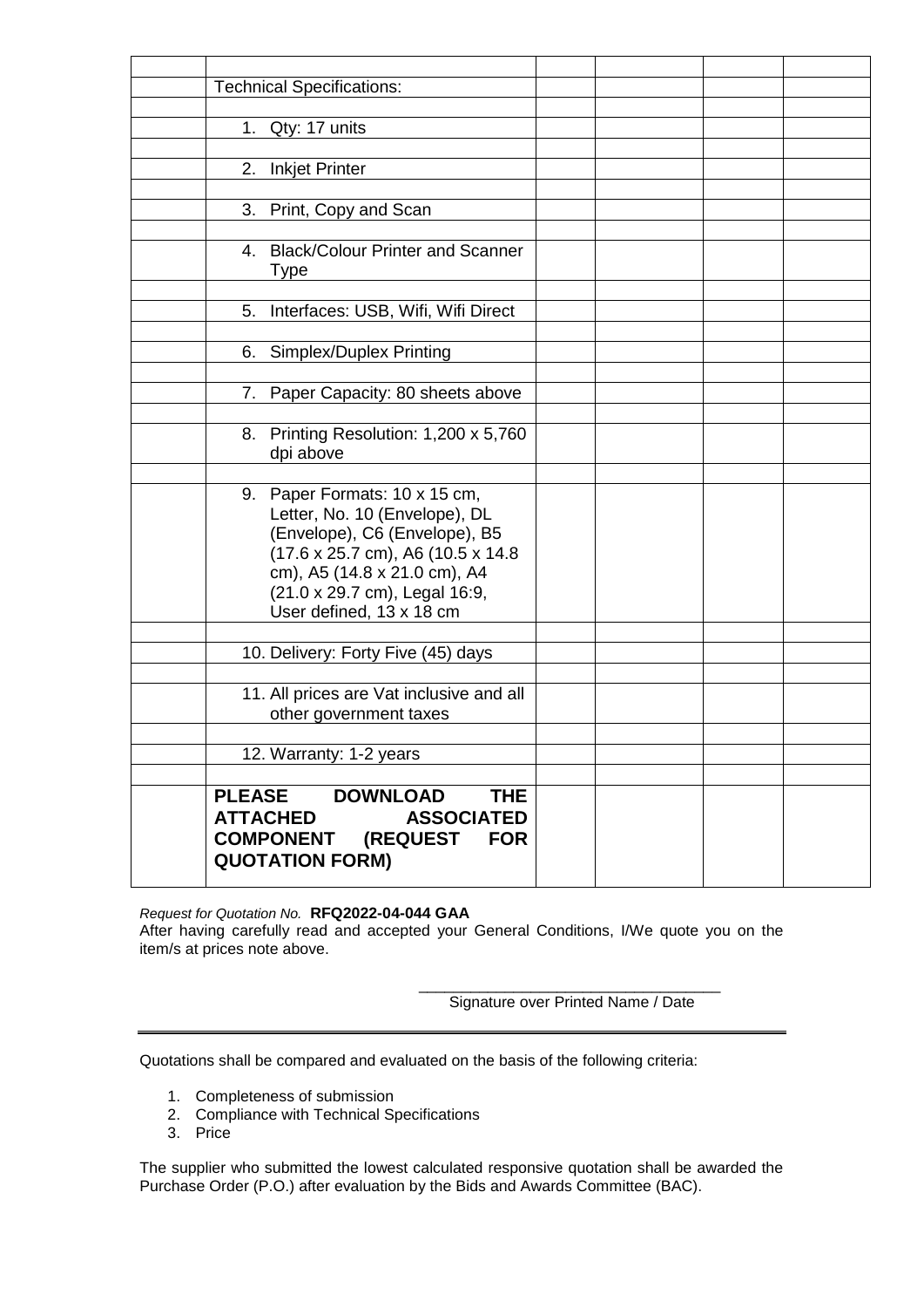| | | | | | |
|---|---|---|---|---|---|
| | Technical Specifications: | | | | |
| | | | | | |
| | 1. Qty: 17 units | | | | |
| | | | | | |
| | 2. Inkjet Printer | | | | |
| | | | | | |
| | 3. Print, Copy and Scan | | | | |
| | | | | | |
| | 4. Black/Colour Printer and Scanner Type | | | | |
| | | | | | |
| | 5. Interfaces: USB, Wifi, Wifi Direct | | | | |
| | | | | | |
| | 6. Simplex/Duplex Printing | | | | |
| | | | | | |
| | 7. Paper Capacity: 80 sheets above | | | | |
| | | | | | |
| | 8. Printing Resolution: 1,200 x 5,760 dpi above | | | | |
| | | | | | |
| | 9. Paper Formats: 10 x 15 cm, Letter, No. 10 (Envelope), DL (Envelope), C6 (Envelope), B5 (17.6 x 25.7 cm), A6 (10.5 x 14.8 cm), A5 (14.8 x 21.0 cm), A4 (21.0 x 29.7 cm), Legal 16:9, User defined, 13 x 18 cm | | | | |
| | | | | | |
| | 10. Delivery: Forty Five (45) days | | | | |
| | | | | | |
| | 11. All prices are Vat inclusive and all other government taxes | | | | |
| | | | | | |
| | 12. Warranty: 1-2 years | | | | |
| | | | | | |
| | **PLEASE DOWNLOAD THE ATTACHED ASSOCIATED COMPONENT (REQUEST FOR QUOTATION FORM)** | | | | |

*Request for Quotation No.* **RFQ2022-04-044 GAA**

After having carefully read and accepted your General Conditions, I/We quote you on the item/s at prices note above.

___________________________________

Signature over Printed Name / Date

---

Quotations shall be compared and evaluated on the basis of the following criteria:

1. Completeness of submission
2. Compliance with Technical Specifications
3. Price

The supplier who submitted the lowest calculated responsive quotation shall be awarded the Purchase Order (P.O.) after evaluation by the Bids and Awards Committee (BAC).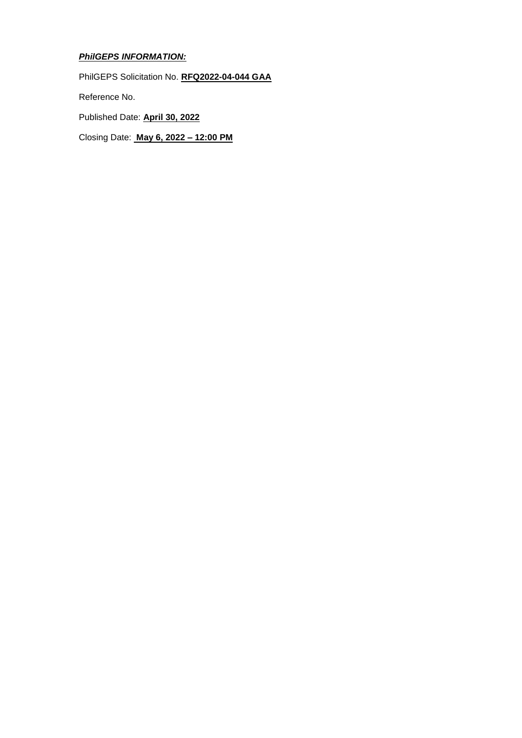***PhilGEPS INFORMATION:***

PhilGEPS Solicitation No. **RFQ2022-04-044 GAA**

Reference No.

Published Date: **April 30, 2022**

Closing Date: **May 6, 2022 – 12:00 PM**